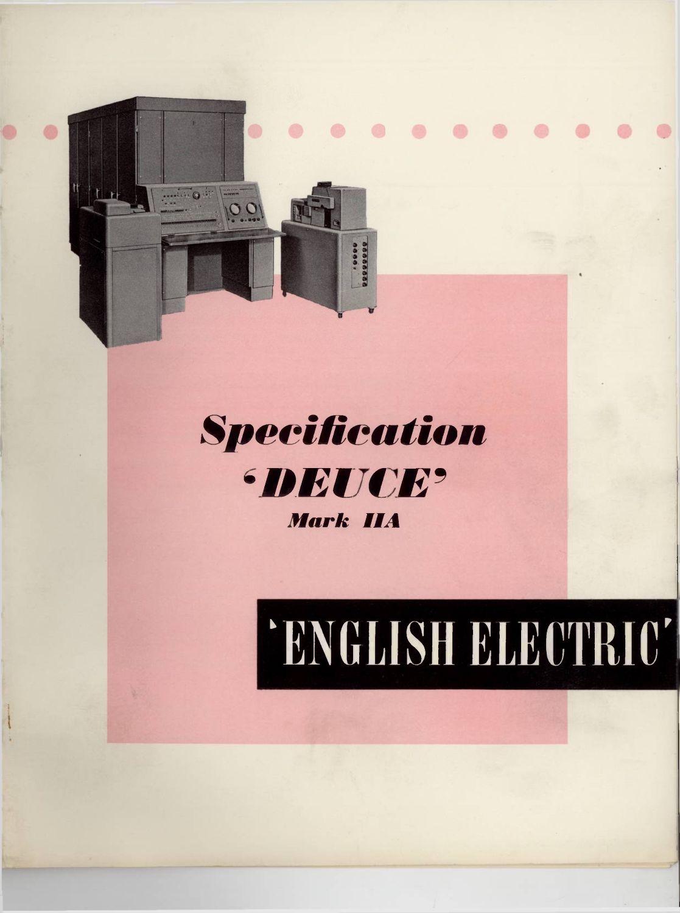# *Specification 'DEUCE' Mark IIA*

'ENGLISH ELECTRIC'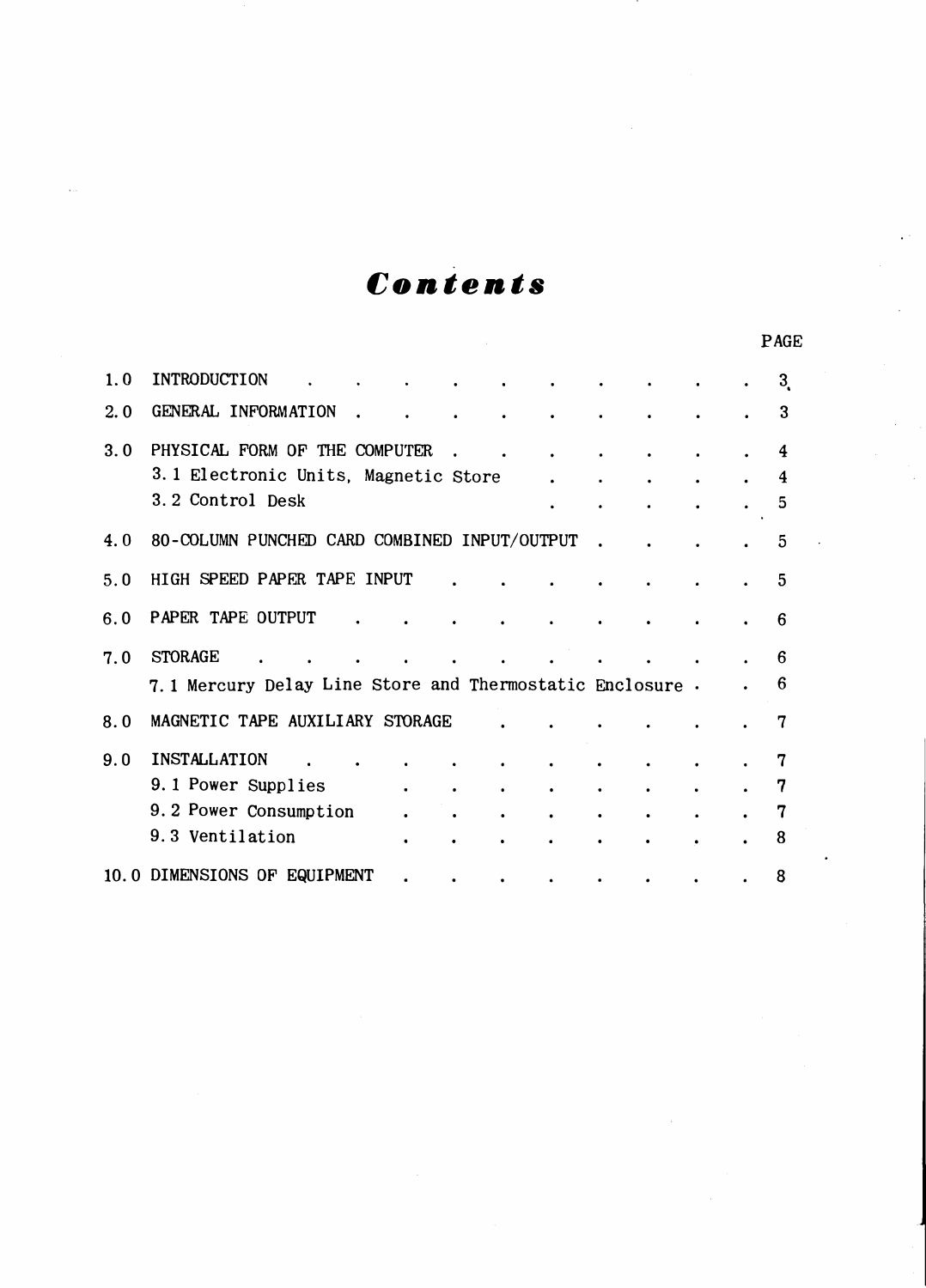# *Contents*

| | | PAGE |
|---|---|---|
| 1.0 | INTRODUCTION | 3 |
| 2.0 | GENERAL INFORMATION | 3 |
| 3.0 | PHYSICAL FORM OF THE COMPUTER | 4 |
| | 3.1 Electronic Units, Magnetic Store | 4 |
| | 3.2 Control Desk | 5 |
| 4.0 | 80-COLUMN PUNCHED CARD COMBINED INPUT/OUTPUT | 5 |
| 5.0 | HIGH SPEED PAPER TAPE INPUT | 5 |
| 6.0 | PAPER TAPE OUTPUT | 6 |
| 7.0 | STORAGE | 6 |
| | 7.1 Mercury Delay Line Store and Thermostatic Enclosure | 6 |
| 8.0 | MAGNETIC TAPE AUXILIARY STORAGE | 7 |
| 9.0 | INSTALLATION | 7 |
| | 9.1 Power Supplies | 7 |
| | 9.2 Power Consumption | 7 |
| | 9.3 Ventilation | 8 |
| 10.0 | DIMENSIONS OF EQUIPMENT | 8 |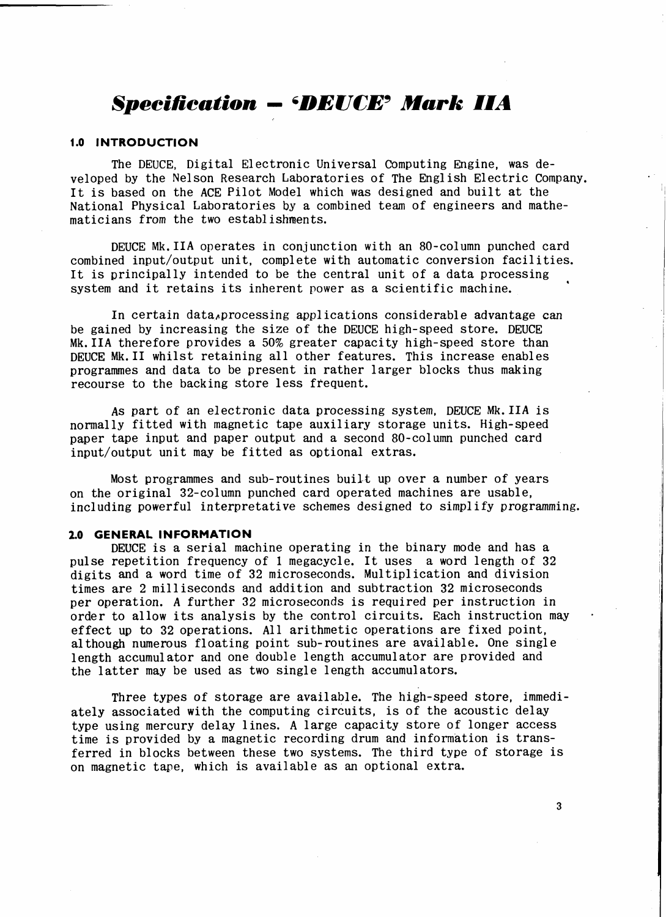# *Specification – 'DEUCE' Mark IIA*

## 1.0 INTRODUCTION

The DEUCE, Digital Electronic Universal Computing Engine, was developed by the Nelson Research Laboratories of The English Electric Company. It is based on the ACE Pilot Model which was designed and built at the National Physical Laboratories by a combined team of engineers and mathematicians from the two establishments.

DEUCE Mk.IIA operates in conjunction with an 80-column punched card combined input/output unit, complete with automatic conversion facilities. It is principally intended to be the central unit of a data processing system and it retains its inherent power as a scientific machine.

In certain data processing applications considerable advantage can be gained by increasing the size of the DEUCE high-speed store. DEUCE Mk.IIA therefore provides a 50% greater capacity high-speed store than DEUCE Mk.II whilst retaining all other features. This increase enables programmes and data to be present in rather larger blocks thus making recourse to the backing store less frequent.

As part of an electronic data processing system, DEUCE Mk.IIA is normally fitted with magnetic tape auxiliary storage units. High-speed paper tape input and paper output and a second 80-column punched card input/output unit may be fitted as optional extras.

Most programmes and sub-routines built up over a number of years on the original 32-column punched card operated machines are usable, including powerful interpretative schemes designed to simplify programming.

## 2.0 GENERAL INFORMATION

DEUCE is a serial machine operating in the binary mode and has a pulse repetition frequency of 1 megacycle. It uses a word length of 32 digits and a word time of 32 microseconds. Multiplication and division times are 2 milliseconds and addition and subtraction 32 microseconds per operation. A further 32 microseconds is required per instruction in order to allow its analysis by the control circuits. Each instruction may effect up to 32 operations. All arithmetic operations are fixed point, although numerous floating point sub-routines are available. One single length accumulator and one double length accumulator are provided and the latter may be used as two single length accumulators.

Three types of storage are available. The high-speed store, immediately associated with the computing circuits, is of the acoustic delay type using mercury delay lines. A large capacity store of longer access time is provided by a magnetic recording drum and information is transferred in blocks between these two systems. The third type of storage is on magnetic tape, which is available as an optional extra.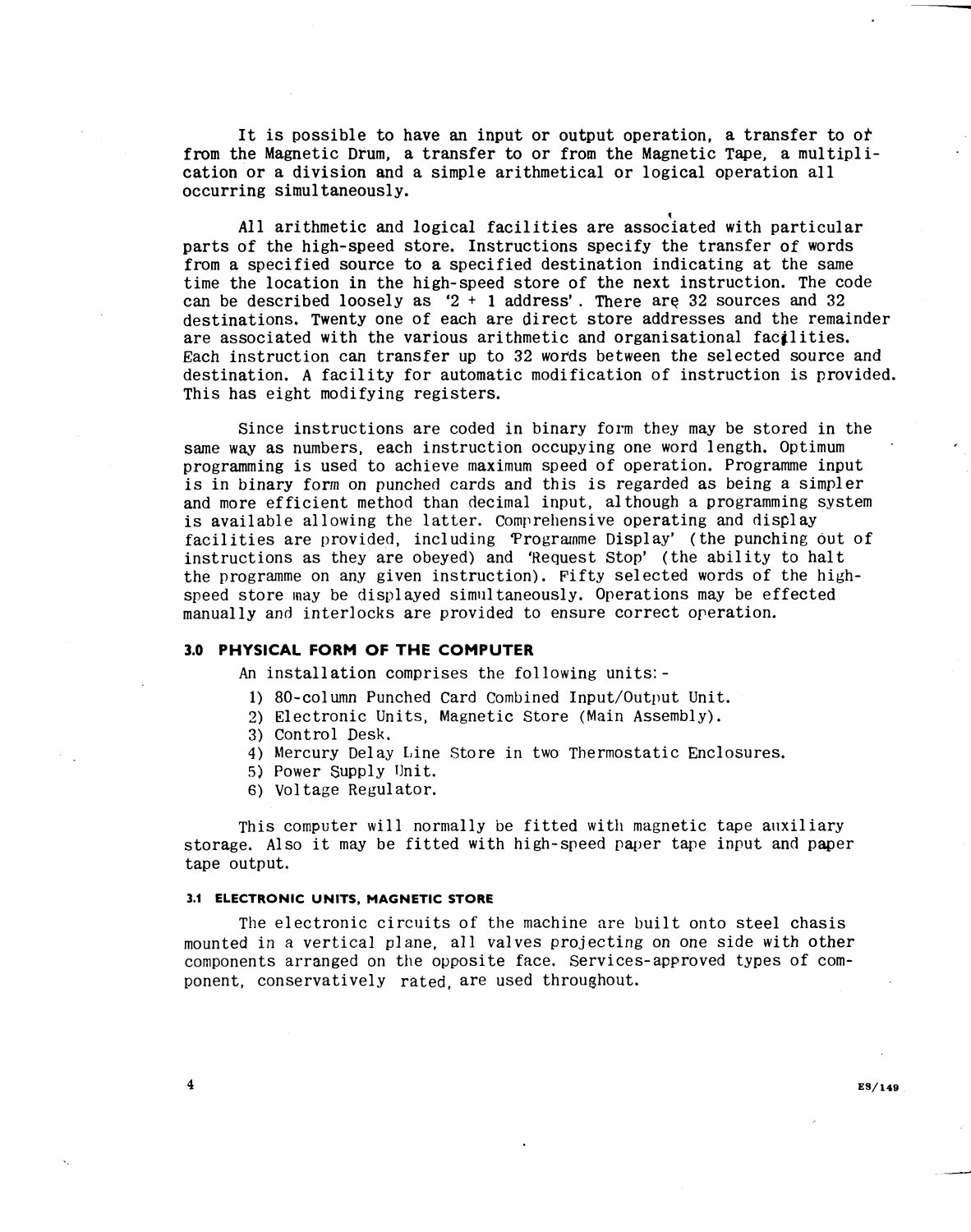It is possible to have an input or output operation, a transfer to or from the Magnetic Drum, a transfer to or from the Magnetic Tape, a multiplication or a division and a simple arithmetical or logical operation all occurring simultaneously.

All arithmetic and logical facilities are associated with particular parts of the high-speed store. Instructions specify the transfer of words from a specified source to a specified destination indicating at the same time the location in the high-speed store of the next instruction. The code can be described loosely as '2 + 1 address'. There are 32 sources and 32 destinations. Twenty one of each are direct store addresses and the remainder are associated with the various arithmetic and organisational facilities. Each instruction can transfer up to 32 words between the selected source and destination. A facility for automatic modification of instruction is provided. This has eight modifying registers.

Since instructions are coded in binary form they may be stored in the same way as numbers, each instruction occupying one word length. Optimum programming is used to achieve maximum speed of operation. Programme input is in binary form on punched cards and this is regarded as being a simpler and more efficient method than decimal input, although a programming system is available allowing the latter. Comprehensive operating and display facilities are provided, including 'Programme Display' (the punching out of instructions as they are obeyed) and 'Request Stop' (the ability to halt the programme on any given instruction). Fifty selected words of the high-speed store may be displayed simultaneously. Operations may be effected manually and interlocks are provided to ensure correct operation.

## 3.0 PHYSICAL FORM OF THE COMPUTER

An installation comprises the following units:-

1) 80-column Punched Card Combined Input/Output Unit.
2) Electronic Units, Magnetic Store (Main Assembly).
3) Control Desk.
4) Mercury Delay Line Store in two Thermostatic Enclosures.
5) Power Supply Unit.
6) Voltage Regulator.

This computer will normally be fitted with magnetic tape auxiliary storage. Also it may be fitted with high-speed paper tape input and paper tape output.

### 3.1 ELECTRONIC UNITS, MAGNETIC STORE

The electronic circuits of the machine are built onto steel chasis mounted in a vertical plane, all valves projecting on one side with other components arranged on the opposite face. Services-approved types of component, conservatively rated, are used throughout.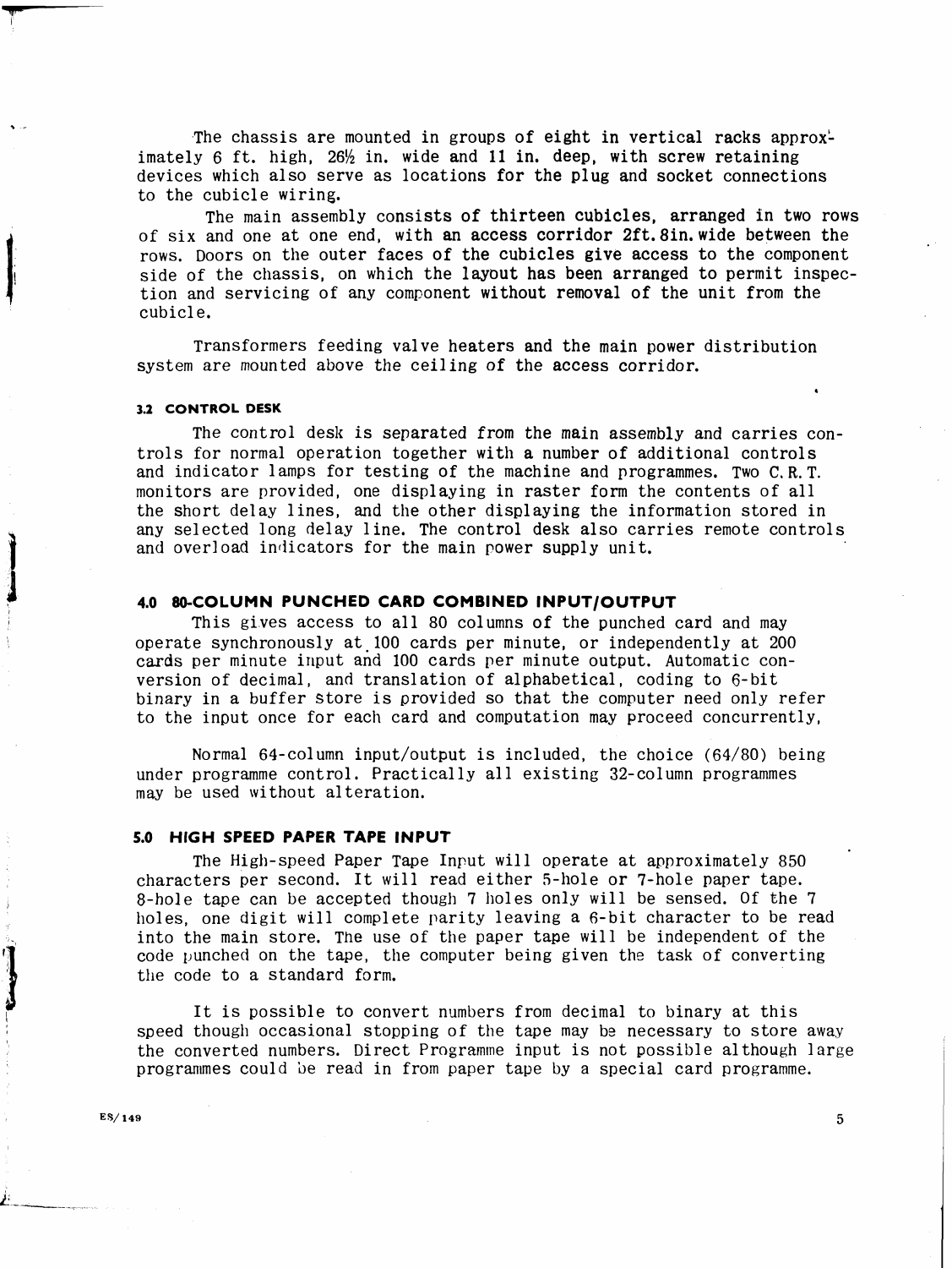The chassis are mounted in groups of eight in vertical racks approximately 6 ft. high, 26½ in. wide and 11 in. deep, with screw retaining devices which also serve as locations for the plug and socket connections to the cubicle wiring.

The main assembly consists of thirteen cubicles, arranged in two rows of six and one at one end, with an access corridor 2ft.8in. wide between the rows. Doors on the outer faces of the cubicles give access to the component side of the chassis, on which the layout has been arranged to permit inspection and servicing of any component without removal of the unit from the cubicle.

Transformers feeding valve heaters and the main power distribution system are mounted above the ceiling of the access corridor.

### 3.2 CONTROL DESK

The control desk is separated from the main assembly and carries controls for normal operation together with a number of additional controls and indicator lamps for testing of the machine and programmes. Two C.R.T. monitors are provided, one displaying in raster form the contents of all the short delay lines, and the other displaying the information stored in any selected long delay line. The control desk also carries remote controls and overload indicators for the main power supply unit.

## 4.0 80-COLUMN PUNCHED CARD COMBINED INPUT/OUTPUT

This gives access to all 80 columns of the punched card and may operate synchronously at 100 cards per minute, or independently at 200 cards per minute input and 100 cards per minute output. Automatic conversion of decimal, and translation of alphabetical, coding to 6-bit binary in a buffer store is provided so that the computer need only refer to the input once for each card and computation may proceed concurrently,

Normal 64-column input/output is included, the choice (64/80) being under programme control. Practically all existing 32-column programmes may be used without alteration.

## 5.0 HIGH SPEED PAPER TAPE INPUT

The High-speed Paper Tape Input will operate at approximately 850 characters per second. It will read either 5-hole or 7-hole paper tape. 8-hole tape can be accepted though 7 holes only will be sensed. Of the 7 holes, one digit will complete parity leaving a 6-bit character to be read into the main store. The use of the paper tape will be independent of the code punched on the tape, the computer being given the task of converting the code to a standard form.

It is possible to convert numbers from decimal to binary at this speed though occasional stopping of the tape may be necessary to store away the converted numbers. Direct Programme input is not possible although large programmes could be read in from paper tape by a special card programme.

ES/149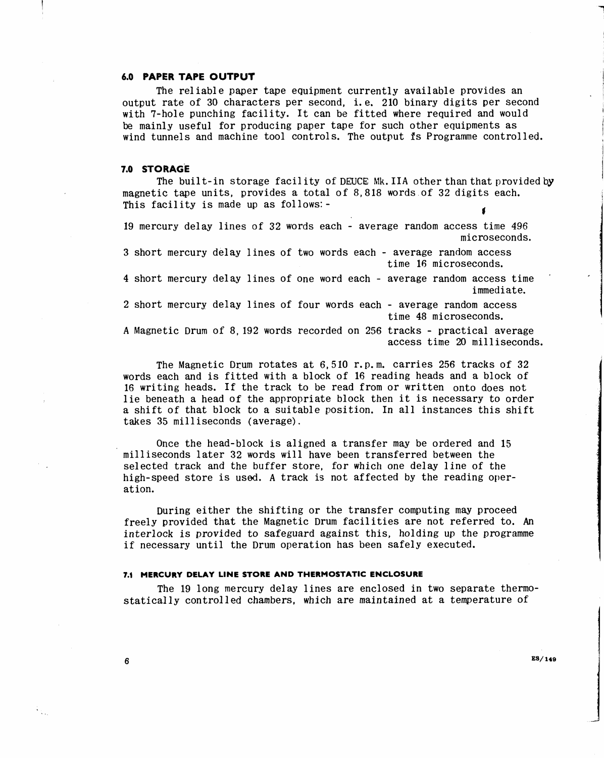## 6.0 PAPER TAPE OUTPUT

The reliable paper tape equipment currently available provides an output rate of 30 characters per second, i.e. 210 binary digits per second with 7-hole punching facility. It can be fitted where required and would be mainly useful for producing paper tape for such other equipments as wind tunnels and machine tool controls. The output is Programme controlled.

## 7.0 STORAGE

The built-in storage facility of DEUCE Mk.IIA other than that provided by magnetic tape units, provides a total of 8,818 words of 32 digits each. This facility is made up as follows:-

19 mercury delay lines of 32 words each - average random access time 496 microseconds.

3 short mercury delay lines of two words each - average random access time 16 microseconds.

4 short mercury delay lines of one word each - average random access time immediate.

2 short mercury delay lines of four words each - average random access time 48 microseconds.

A Magnetic Drum of 8,192 words recorded on 256 tracks - practical average access time 20 milliseconds.

The Magnetic Drum rotates at 6,510 r.p.m. carries 256 tracks of 32 words each and is fitted with a block of 16 reading heads and a block of 16 writing heads. If the track to be read from or written onto does not lie beneath a head of the appropriate block then it is necessary to order a shift of that block to a suitable position. In all instances this shift takes 35 milliseconds (average).

Once the head-block is aligned a transfer may be ordered and 15 milliseconds later 32 words will have been transferred between the selected track and the buffer store, for which one delay line of the high-speed store is used. A track is not affected by the reading operation.

During either the shifting or the transfer computing may proceed freely provided that the Magnetic Drum facilities are not referred to. An interlock is provided to safeguard against this, holding up the programme if necessary until the Drum operation has been safely executed.

### 7.1 MERCURY DELAY LINE STORE AND THERMOSTATIC ENCLOSURE

The 19 long mercury delay lines are enclosed in two separate thermostatically controlled chambers, which are maintained at a temperature of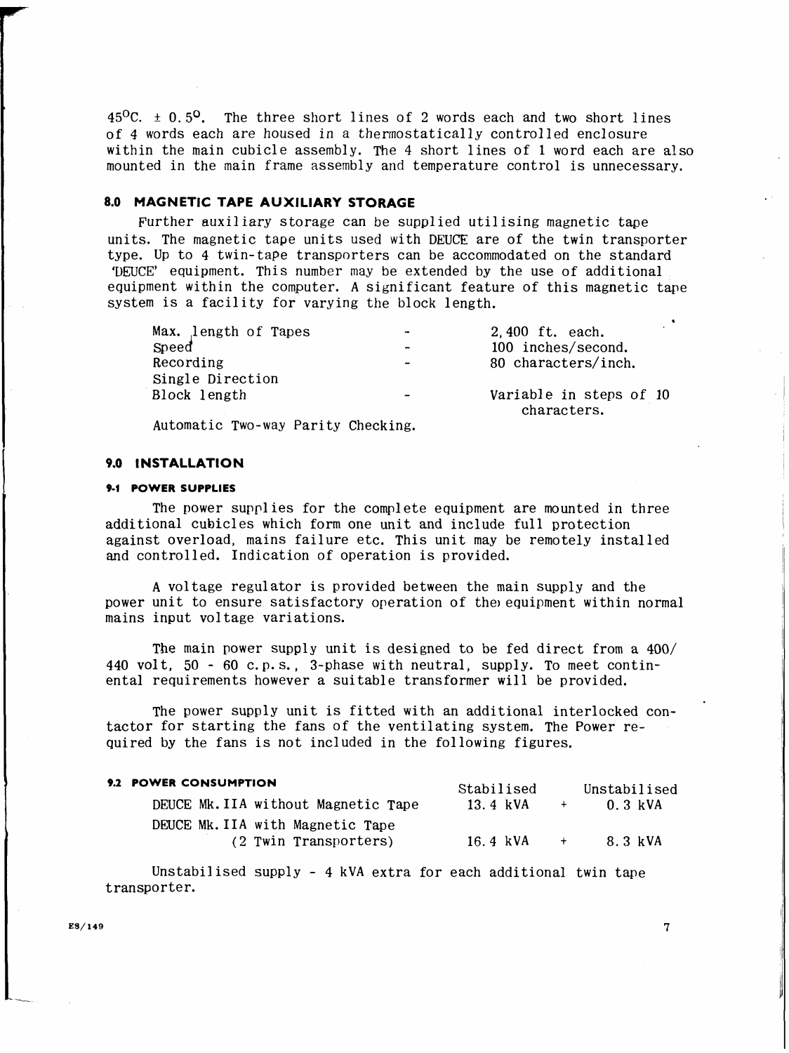$45^{o}C. \pm 0.5^{o}$. The three short lines of 2 words each and two short lines of 4 words each are housed in a thermostatically controlled enclosure within the main cubicle assembly. The 4 short lines of 1 word each are also mounted in the main frame assembly and temperature control is unnecessary.

## 8.0 MAGNETIC TAPE AUXILIARY STORAGE

Further auxiliary storage can be supplied utilising magnetic tape units. The magnetic tape units used with DEUCE are of the twin transporter type. Up to 4 twin-tape transporters can be accommodated on the standard 'DEUCE' equipment. This number may be extended by the use of additional equipment within the computer. A significant feature of this magnetic tape system is a facility for varying the block length.

| | | |
|---|---|---|
| Max. length of Tapes | - | 2,400 ft. each. |
| Speed | - | 100 inches/second. |
| Recording | - | 80 characters/inch. |
| Single Direction | | |
| Block length | - | Variable in steps of 10 characters. |

Automatic Two-way Parity Checking.

## 9.0 INSTALLATION

### 9.1 POWER SUPPLIES

The power supplies for the complete equipment are mounted in three additional cubicles which form one unit and include full protection against overload, mains failure etc. This unit may be remotely installed and controlled. Indication of operation is provided.

A voltage regulator is provided between the main supply and the power unit to ensure satisfactory operation of the equipment within normal mains input voltage variations.

The main power supply unit is designed to be fed direct from a 400/440 volt, 50 - 60 c.p.s., 3-phase with neutral, supply. To meet continental requirements however a suitable transformer will be provided.

The power supply unit is fitted with an additional interlocked contactor for starting the fans of the ventilating system. The Power required by the fans is not included in the following figures.

### 9.2 POWER CONSUMPTION

| | Stabilised | | Unstabilised |
|---|---|---|---|
| DEUCE Mk.IIA without Magnetic Tape | 13.4 kVA | + | 0.3 kVA |
| DEUCE Mk.IIA with Magnetic Tape (2 Twin Transporters) | 16.4 kVA | + | 8.3 kVA |

Unstabilised supply - 4 kVA extra for each additional twin tape transporter.

ES/149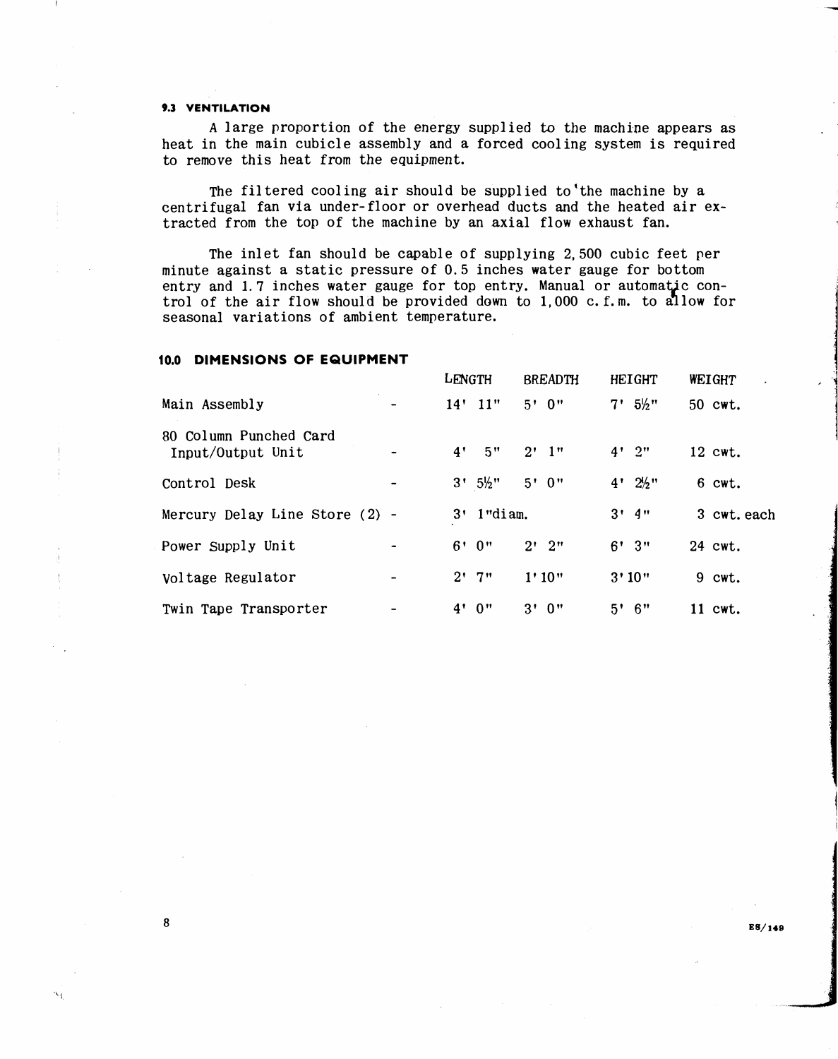### 9.3 VENTILATION

A large proportion of the energy supplied to the machine appears as heat in the main cubicle assembly and a forced cooling system is required to remove this heat from the equipment.

The filtered cooling air should be supplied to the machine by a centrifugal fan via under-floor or overhead ducts and the heated air extracted from the top of the machine by an axial flow exhaust fan.

The inlet fan should be capable of supplying 2,500 cubic feet per minute against a static pressure of 0.5 inches water gauge for bottom entry and 1.7 inches water gauge for top entry. Manual or automatic control of the air flow should be provided down to 1,000 c.f.m. to allow for seasonal variations of ambient temperature.

## 10.0 DIMENSIONS OF EQUIPMENT

| | LENGTH | BREADTH | HEIGHT | WEIGHT |
|---|---|---|---|---|
| Main Assembly | 14' 11" | 5' 0" | 7' 5½" | 50 cwt. |
| 80 Column Punched Card Input/Output Unit | 4' 5" | 2' 1" | 4' 2" | 12 cwt. |
| Control Desk | 3' 5½" | 5' 0" | 4' 2½" | 6 cwt. |
| Mercury Delay Line Store (2) | 3' 1"diam. | | 3' 4" | 3 cwt. each |
| Power Supply Unit | 6' 0" | 2' 2" | 6' 3" | 24 cwt. |
| Voltage Regulator | 2' 7" | 1'10" | 3'10" | 9 cwt. |
| Twin Tape Transporter | 4' 0" | 3' 0" | 5' 6" | 11 cwt. |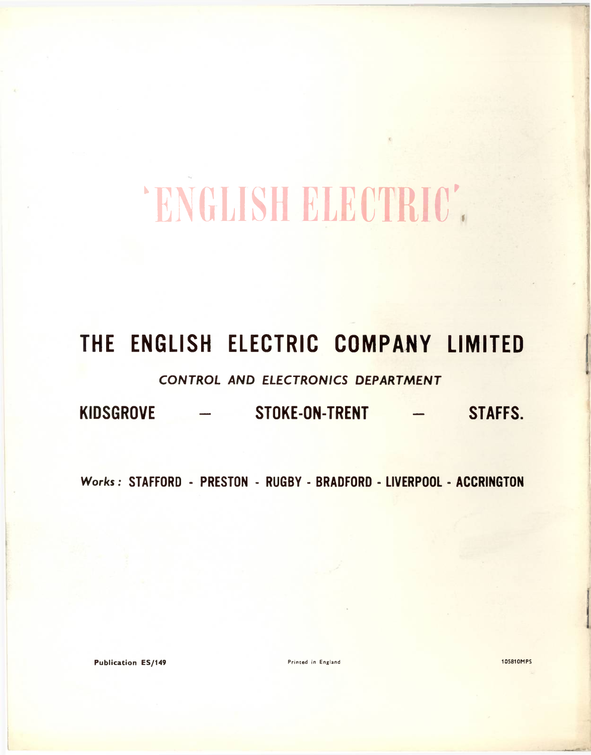# 'ENGLISH ELECTRIC'

## THE ENGLISH ELECTRIC COMPANY LIMITED

*CONTROL AND ELECTRONICS DEPARTMENT*

**KIDSGROVE — STOKE-ON-TRENT — STAFFS.**

*Works:* **STAFFORD - PRESTON - RUGBY - BRADFORD - LIVERPOOL - ACCRINGTON**

**Publication ES/149**

Printed in England

105810MPS